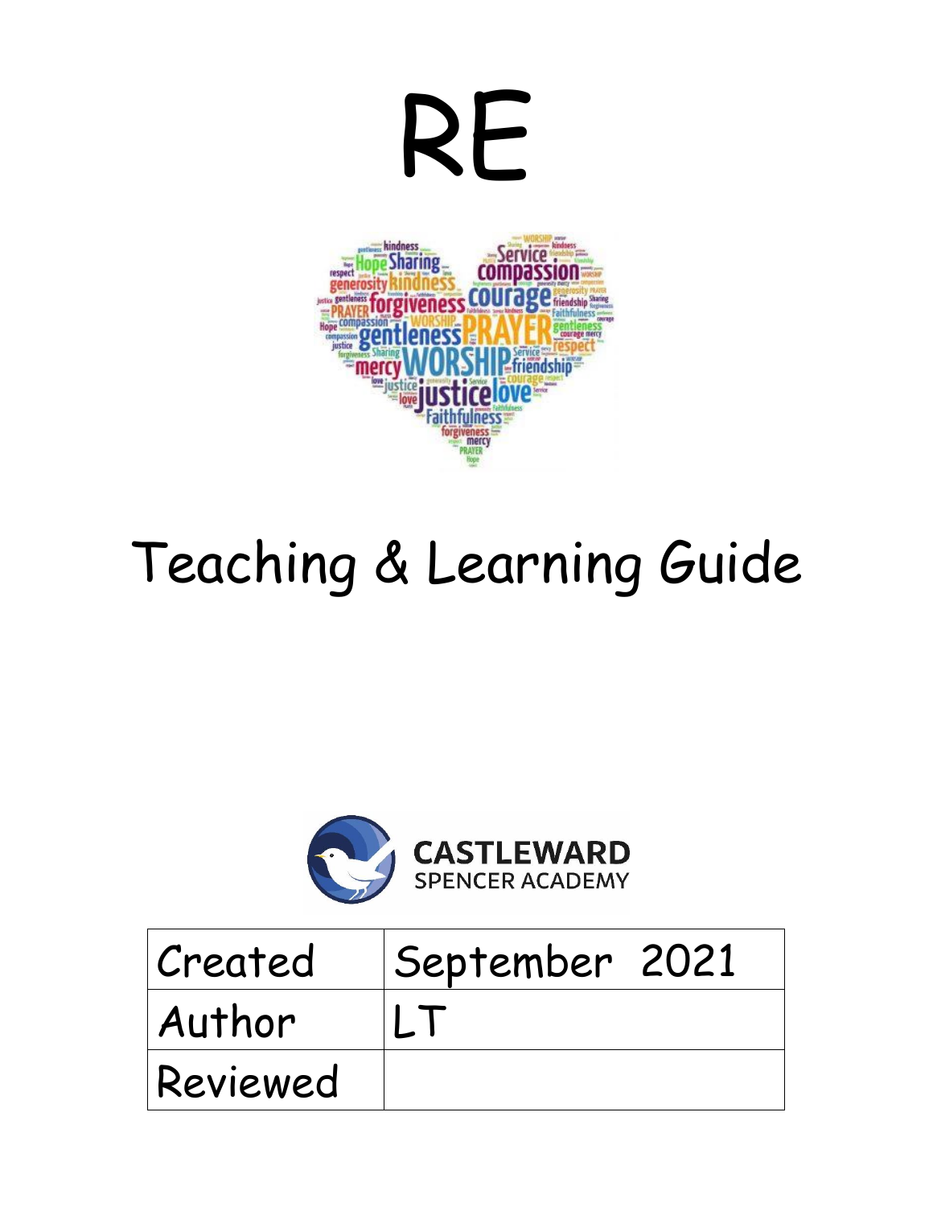# RE

# Teaching & Learning Guide

CASTLEWARD
SPENCER ACADEMY

| Created | September 2021 |
|---|---|
| Author | LT |
| Reviewed | |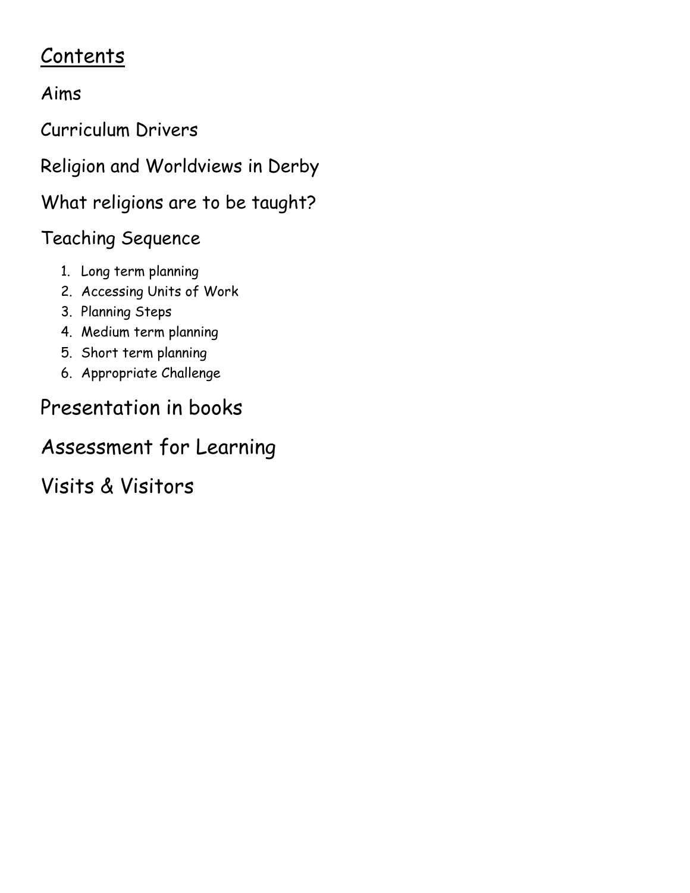# Contents

Aims

Curriculum Drivers

Religion and Worldviews in Derby

What religions are to be taught?

Teaching Sequence

1. Long term planning
2. Accessing Units of Work
3. Planning Steps
4. Medium term planning
5. Short term planning
6. Appropriate Challenge

Presentation in books

Assessment for Learning

Visits & Visitors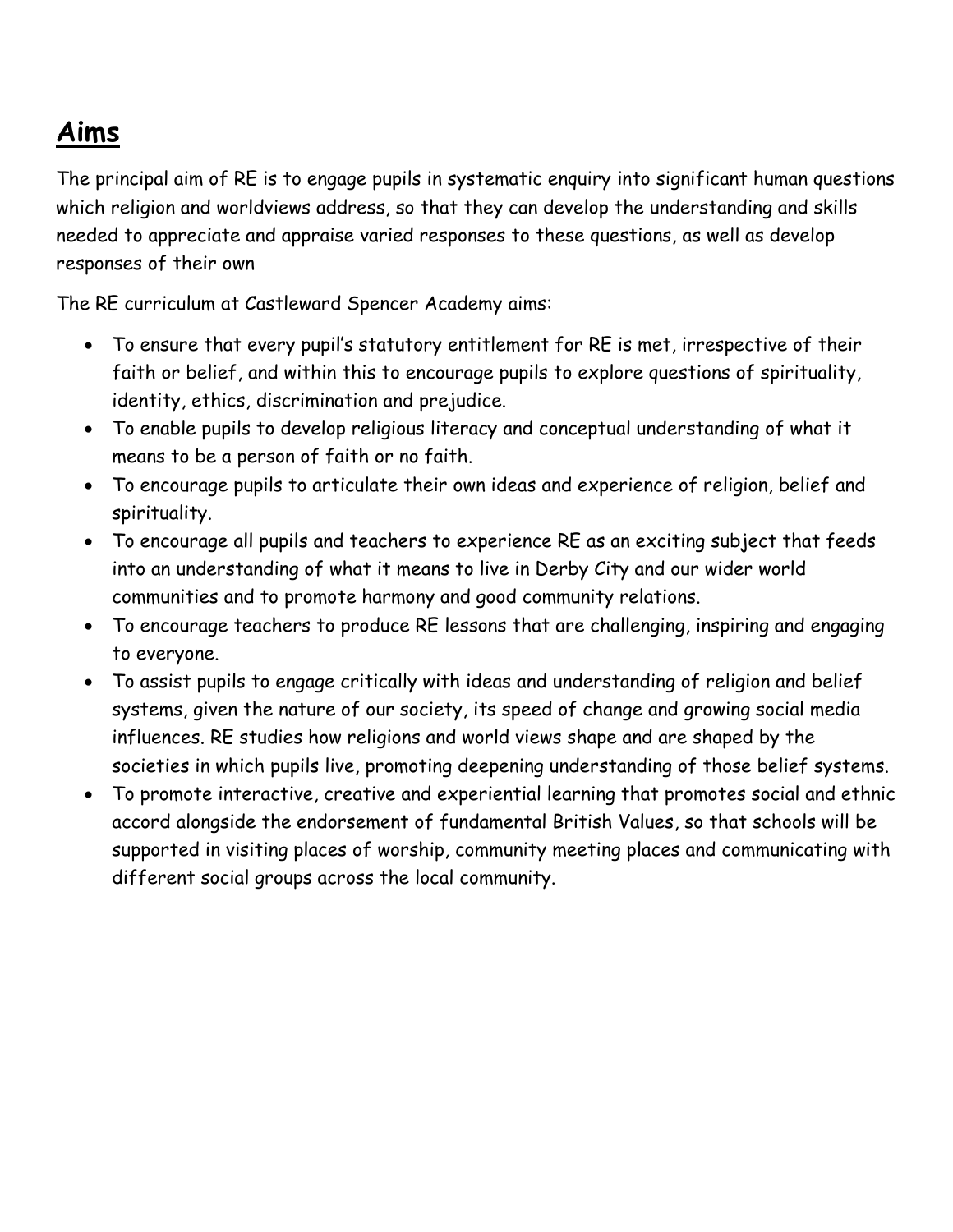## Aims

The principal aim of RE is to engage pupils in systematic enquiry into significant human questions which religion and worldviews address, so that they can develop the understanding and skills needed to appreciate and appraise varied responses to these questions, as well as develop responses of their own

The RE curriculum at Castleward Spencer Academy aims:

- To ensure that every pupil's statutory entitlement for RE is met, irrespective of their faith or belief, and within this to encourage pupils to explore questions of spirituality, identity, ethics, discrimination and prejudice.
- To enable pupils to develop religious literacy and conceptual understanding of what it means to be a person of faith or no faith.
- To encourage pupils to articulate their own ideas and experience of religion, belief and spirituality.
- To encourage all pupils and teachers to experience RE as an exciting subject that feeds into an understanding of what it means to live in Derby City and our wider world communities and to promote harmony and good community relations.
- To encourage teachers to produce RE lessons that are challenging, inspiring and engaging to everyone.
- To assist pupils to engage critically with ideas and understanding of religion and belief systems, given the nature of our society, its speed of change and growing social media influences. RE studies how religions and world views shape and are shaped by the societies in which pupils live, promoting deepening understanding of those belief systems.
- To promote interactive, creative and experiential learning that promotes social and ethnic accord alongside the endorsement of fundamental British Values, so that schools will be supported in visiting places of worship, community meeting places and communicating with different social groups across the local community.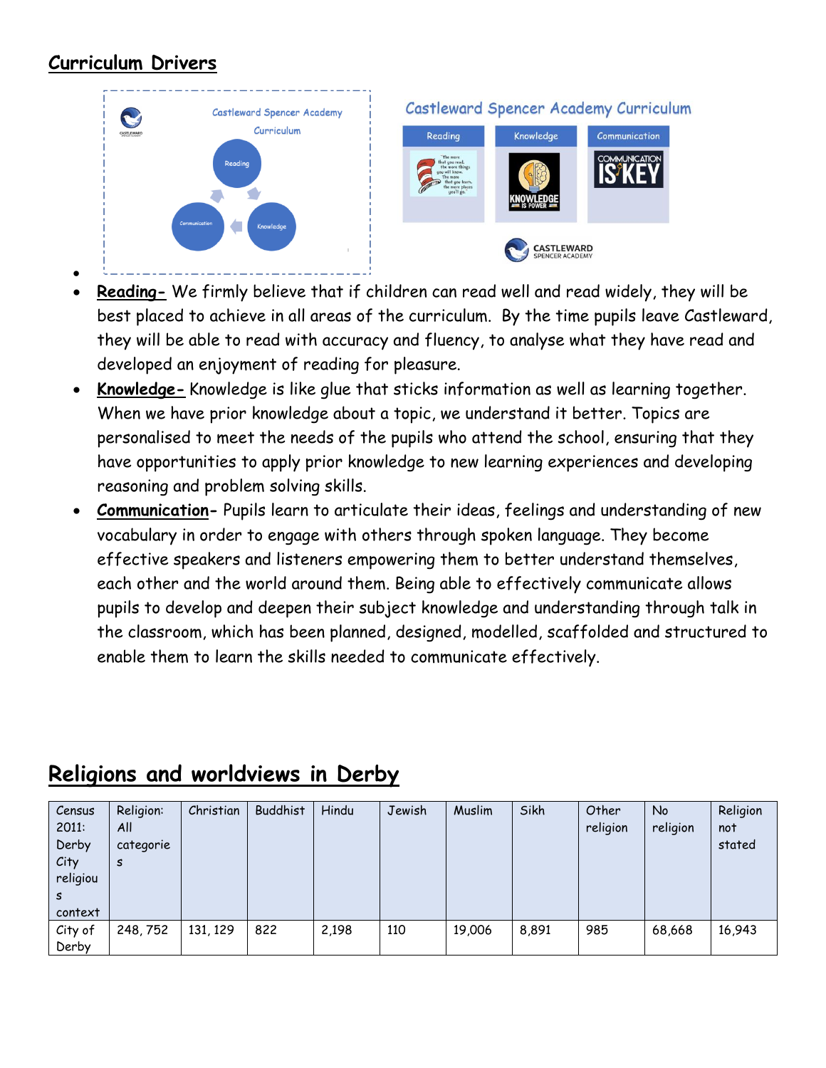## Curriculum Drivers

- **Reading-** We firmly believe that if children can read well and read widely, they will be best placed to achieve in all areas of the curriculum. By the time pupils leave Castleward, they will be able to read with accuracy and fluency, to analyse what they have read and developed an enjoyment of reading for pleasure.
- **Knowledge-** Knowledge is like glue that sticks information as well as learning together. When we have prior knowledge about a topic, we understand it better. Topics are personalised to meet the needs of the pupils who attend the school, ensuring that they have opportunities to apply prior knowledge to new learning experiences and developing reasoning and problem solving skills.
- **Communication-** Pupils learn to articulate their ideas, feelings and understanding of new vocabulary in order to engage with others through spoken language. They become effective speakers and listeners empowering them to better understand themselves, each other and the world around them. Being able to effectively communicate allows pupils to develop and deepen their subject knowledge and understanding through talk in the classroom, which has been planned, designed, modelled, scaffolded and structured to enable them to learn the skills needed to communicate effectively.

## Religions and worldviews in Derby

| Census 2011: Derby City religious context | Religion: All categories | Christian | Buddhist | Hindu | Jewish | Muslim | Sikh | Other religion | No religion | Religion not stated |
|---|---|---|---|---|---|---|---|---|---|---|
| City of Derby | 248, 752 | 131, 129 | 822 | 2,198 | 110 | 19,006 | 8,891 | 985 | 68,668 | 16,943 |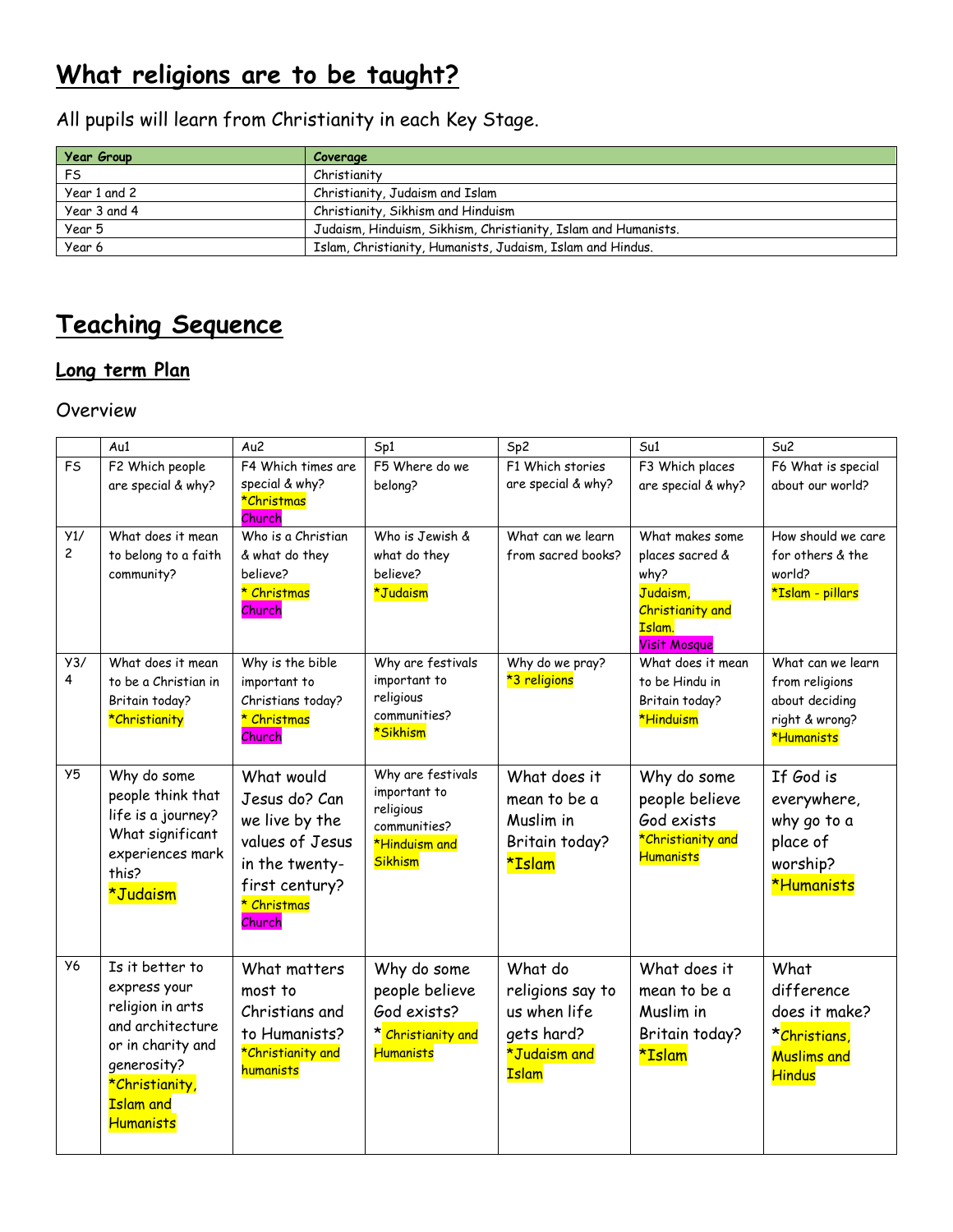# What religions are to be taught?

All pupils will learn from Christianity in each Key Stage.

| Year Group | Coverage |
|---|---|
| FS | Christianity |
| Year 1 and 2 | Christianity, Judaism and Islam |
| Year 3 and 4 | Christianity, Sikhism and Hinduism |
| Year 5 | Judaism, Hinduism, Sikhism, Christianity, Islam and Humanists. |
| Year 6 | Islam, Christianity, Humanists, Judaism, Islam and Hindus. |

# Teaching Sequence

## Long term Plan

### Overview

| | Au1 | Au2 | Sp1 | Sp2 | Su1 | Su2 |
|---|---|---|---|---|---|---|
| FS | F2 Which people are special & why? | F4 Which times are special & why? *Christmas Church | F5 Where do we belong? | F1 Which stories are special & why? | F3 Which places are special & why? | F6 What is special about our world? |
| Y1/2 | What does it mean to belong to a faith community? | Who is a Christian & what do they believe? * Christmas Church | Who is Jewish & what do they believe? *Judaism | What can we learn from sacred books? | What makes some places sacred & why? Judaism, Christianity and Islam. Visit Mosque | How should we care for others & the world? *Islam - pillars |
| Y3/4 | What does it mean to be a Christian in Britain today? *Christianity | Why is the bible important to Christians today? * Christmas Church | Why are festivals important to religious communities? *Sikhism | Why do we pray? *3 religions | What does it mean to be Hindu in Britain today? *Hinduism | What can we learn from religions about deciding right & wrong? *Humanists |
| Y5 | Why do some people think that life is a journey? What significant experiences mark this? *Judaism | What would Jesus do? Can we live by the values of Jesus in the twenty-first century? * Christmas Church | Why are festivals important to religious communities? *Hinduism and Sikhism | What does it mean to be a Muslim in Britain today? *Islam | Why do some people believe God exists *Christianity and Humanists | If God is everywhere, why go to a place of worship? *Humanists |
| Y6 | Is it better to express your religion in arts and architecture or in charity and generosity? *Christianity, Islam and Humanists | What matters most to Christians and to Humanists? *Christianity and humanists | Why do some people believe God exists? * Christianity and Humanists | What do religions say to us when life gets hard? *Judaism and Islam | What does it mean to be a Muslim in Britain today? *Islam | What difference does it make? *Christians, Muslims and Hindus |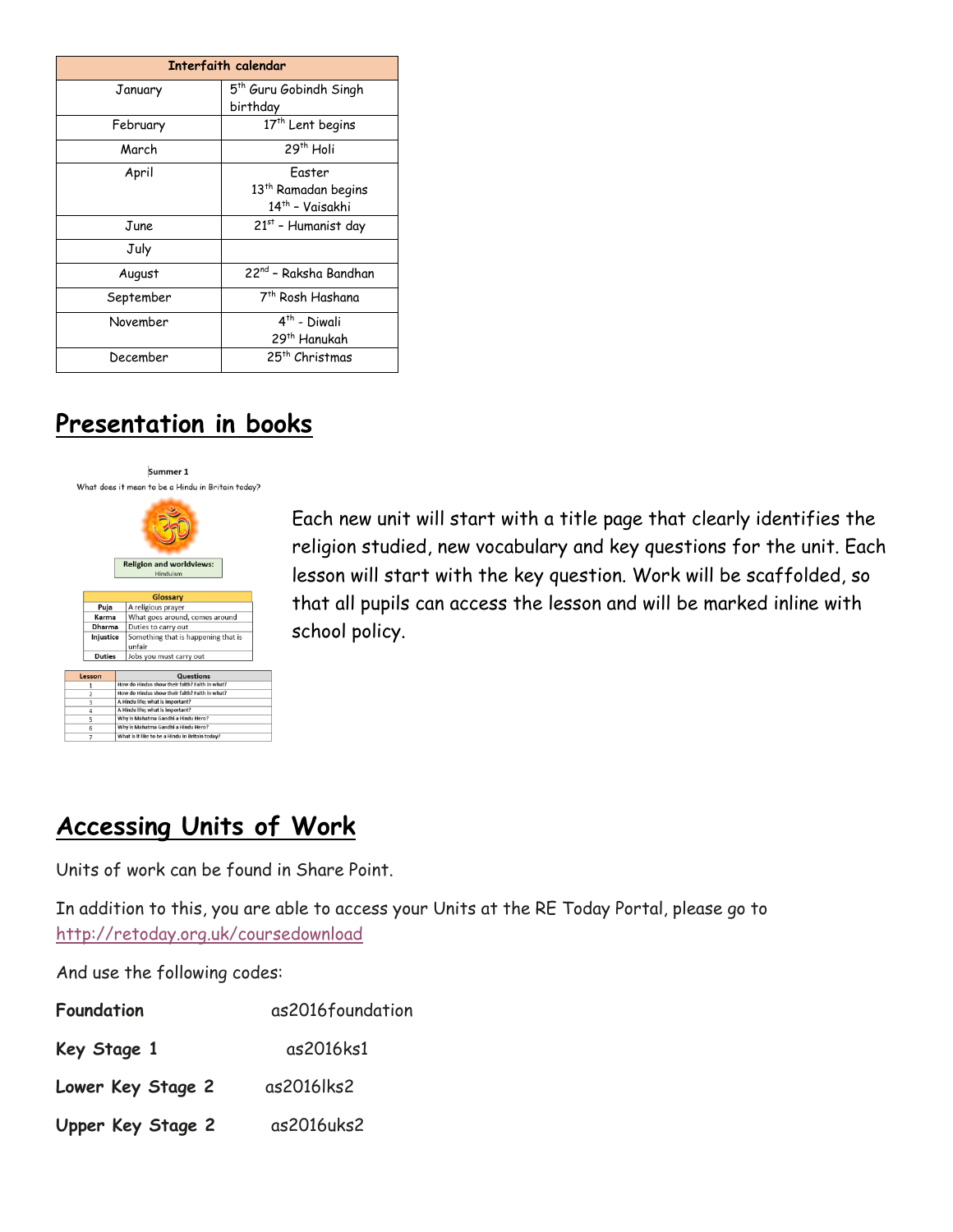| Interfaith calendar | |
|---|---|
| January | 5th Guru Gobindh Singh birthday |
| February | 17th Lent begins |
| March | 29th Holi |
| April | Easter<br>13th Ramadan begins<br>14th – Vaisakhi |
| June | 21st – Humanist day |
| July | |
| August | 22nd – Raksha Bandhan |
| September | 7th Rosh Hashana |
| November | 4th - Diwali<br>29th Hanukah |
| December | 25th Christmas |

## Presentation in books

Summer 1

What does it mean to be a Hindu in Britain today?

Religion and worldviews:
Hinduism

| Glossary | |
|---|---|
| Puja | A religious prayer |
| Karma | What goes around, comes around |
| Dharma | Duties to carry out |
| Injustice | Something that is happening that is unfair |
| Duties | Jobs you must carry out |

| Lesson | Questions |
|---|---|
| 1 | How do Hindus show their faith? Faith in what? |
| 2 | How do Hindus show their faith? Faith in what? |
| 3 | A Hindu life; what is important? |
| 4 | A Hindu life; what is important? |
| 5 | Why is Mahatma Gandhi a Hindu Hero? |
| 6 | Why is Mahatma Gandhi a Hindu Hero? |
| 7 | What is it like to be a Hindu in Britain today? |

Each new unit will start with a title page that clearly identifies the religion studied, new vocabulary and key questions for the unit. Each lesson will start with the key question. Work will be scaffolded, so that all pupils can access the lesson and will be marked inline with school policy.

## Accessing Units of Work

Units of work can be found in Share Point.

In addition to this, you are able to access your Units at the RE Today Portal, please go to http://retoday.org.uk/coursedownload

And use the following codes:

**Foundation** as2016foundation

**Key Stage 1** as2016ks1

**Lower Key Stage 2** as2016lks2

**Upper Key Stage 2** as2016uks2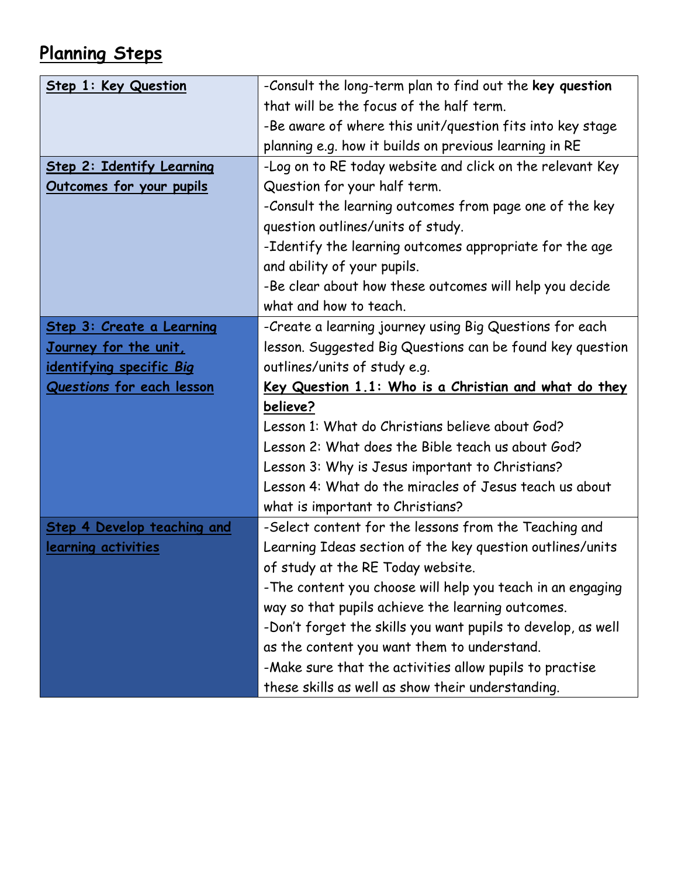## Planning Steps

| Step | Guidance |
|---|---|
| **Step 1: Key Question** | -Consult the long-term plan to find out the **key question** that will be the focus of the half term.<br>-Be aware of where this unit/question fits into key stage planning e.g. how it builds on previous learning in RE |
| **Step 2: Identify Learning Outcomes for your pupils** | -Log on to RE today website and click on the relevant Key Question for your half term.<br>-Consult the learning outcomes from page one of the key question outlines/units of study.<br>-Identify the learning outcomes appropriate for the age and ability of your pupils.<br>-Be clear about how these outcomes will help you decide what and how to teach. |
| **Step 3: Create a Learning Journey for the unit, identifying specific *Big Questions* for each lesson** | -Create a learning journey using Big Questions for each lesson. Suggested Big Questions can be found key question outlines/units of study e.g.<br>**Key Question 1.1: Who is a Christian and what do they believe?**<br>Lesson 1: What do Christians believe about God?<br>Lesson 2: What does the Bible teach us about God?<br>Lesson 3: Why is Jesus important to Christians?<br>Lesson 4: What do the miracles of Jesus teach us about what is important to Christians? |
| **Step 4 Develop teaching and learning activities** | -Select content for the lessons from the Teaching and Learning Ideas section of the key question outlines/units of study at the RE Today website.<br>-The content you choose will help you teach in an engaging way so that pupils achieve the learning outcomes.<br>-Don't forget the skills you want pupils to develop, as well as the content you want them to understand.<br>-Make sure that the activities allow pupils to practise these skills as well as show their understanding. |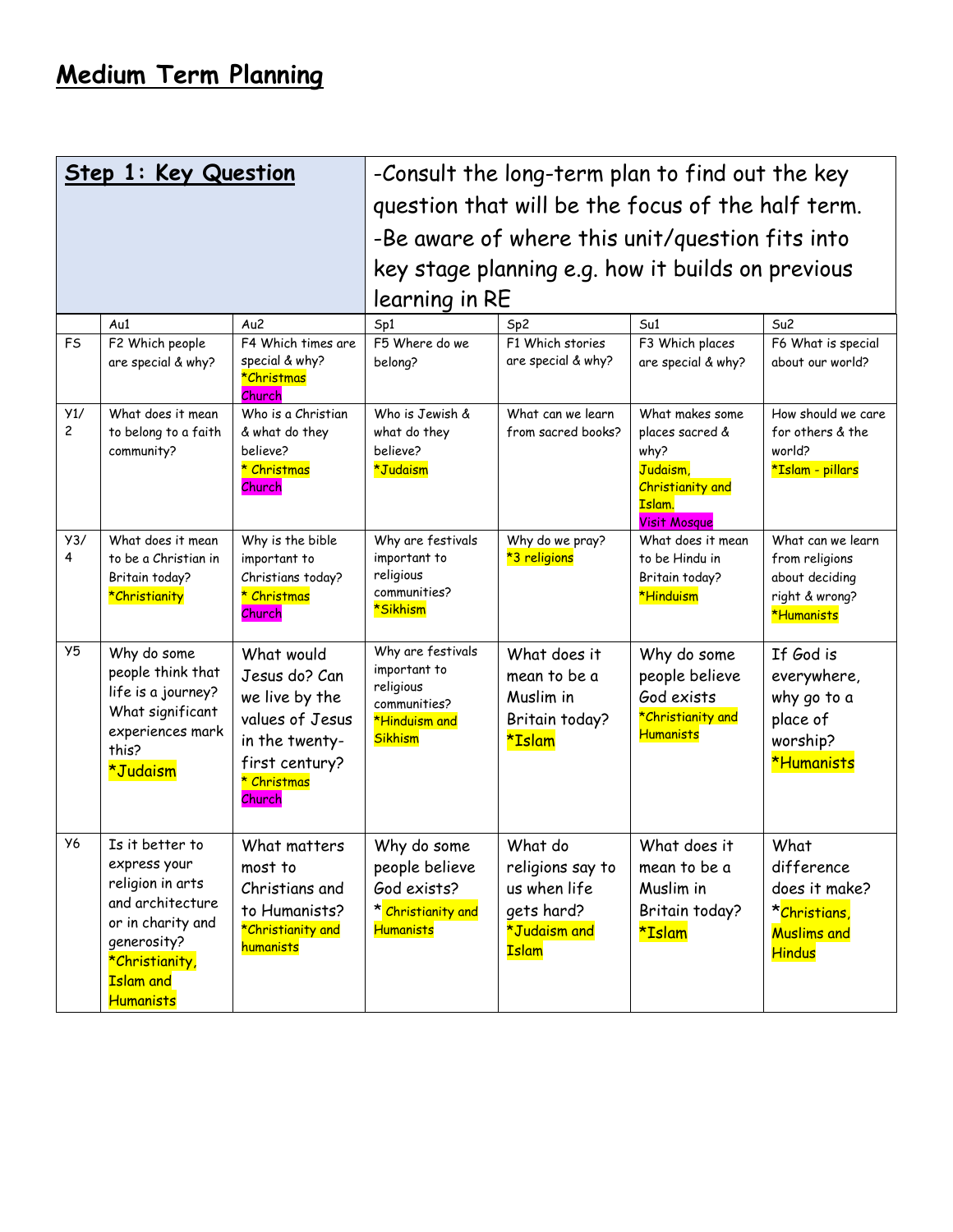# Medium Term Planning

| **Step 1: Key Question** | | | -Consult the long-term plan to find out the key question that will be the focus of the half term.<br>-Be aware of where this unit/question fits into key stage planning e.g. how it builds on previous learning in RE | | | |
|---|---|---|---|---|---|---|
| | Au1 | Au2 | Sp1 | Sp2 | Su1 | Su2 |
| FS | F2 Which people are special & why? | F4 Which times are special & why? *Christmas Church | F5 Where do we belong? | F1 Which stories are special & why? | F3 Which places are special & why? | F6 What is special about our world? |
| Y1/2 | What does it mean to belong to a faith community? | Who is a Christian & what do they believe? * Christmas Church | Who is Jewish & what do they believe? *Judaism | What can we learn from sacred books? | What makes some places sacred & why? Judaism, Christianity and Islam. Visit Mosque | How should we care for others & the world? *Islam - pillars |
| Y3/4 | What does it mean to be a Christian in Britain today? *Christianity | Why is the bible important to Christians today? * Christmas Church | Why are festivals important to religious communities? *Sikhism | Why do we pray? *3 religions | What does it mean to be Hindu in Britain today? *Hinduism | What can we learn from religions about deciding right & wrong? *Humanists |
| Y5 | Why do some people think that life is a journey? What significant experiences mark this? *Judaism | What would Jesus do? Can we live by the values of Jesus in the twenty-first century? * Christmas Church | Why are festivals important to religious communities? *Hinduism and Sikhism | What does it mean to be a Muslim in Britain today? *Islam | Why do some people believe God exists *Christianity and Humanists | If God is everywhere, why go to a place of worship? *Humanists |
| Y6 | Is it better to express your religion in arts and architecture or in charity and generosity? *Christianity, Islam and Humanists | What matters most to Christians and to Humanists? *Christianity and humanists | Why do some people believe God exists? * Christianity and Humanists | What do religions say to us when life gets hard? *Judaism and Islam | What does it mean to be a Muslim in Britain today? *Islam | What difference does it make? *Christians, Muslims and Hindus |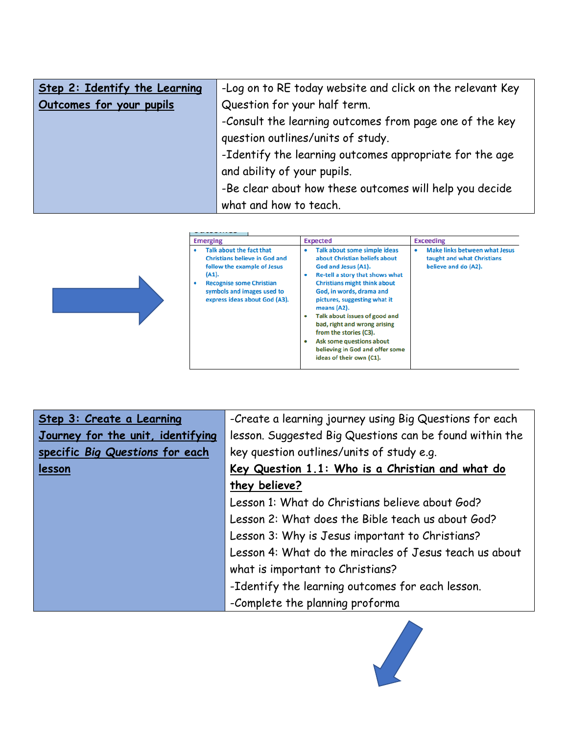| **Step 2: Identify the Learning Outcomes for your pupils** | -Log on to RE today website and click on the relevant Key Question for your half term.<br>-Consult the learning outcomes from page one of the key question outlines/units of study.<br>-Identify the learning outcomes appropriate for the age and ability of your pupils.<br>-Be clear about how these outcomes will help you decide what and how to teach. |
|---|---|

| Emerging | Expected | Exceeding |
|---|---|---|
| • Talk about the fact that Christians believe in God and follow the example of Jesus (A1).<br>• Recognise some Christian symbols and images used to express ideas about God (A3). | • Talk about some simple ideas about Christian beliefs about God and Jesus (A1).<br>• Re-tell a story that shows what Christians might think about God, in words, drama and pictures, suggesting what it means (A2).<br>• Talk about issues of good and bad, right and wrong arising from the stories (C3).<br>• Ask some questions about believing in God and offer some ideas of their own (C1). | • Make links between what Jesus taught and what Christians believe and do (A2). |

| **Step 3: Create a Learning Journey for the unit, identifying specific *Big Questions* for each lesson** | -Create a learning journey using Big Questions for each lesson. Suggested Big Questions can be found within the key question outlines/units of study e.g.<br>**Key Question 1.1: Who is a Christian and what do they believe?**<br>Lesson 1: What do Christians believe about God?<br>Lesson 2: What does the Bible teach us about God?<br>Lesson 3: Why is Jesus important to Christians?<br>Lesson 4: What do the miracles of Jesus teach us about what is important to Christians?<br>-Identify the learning outcomes for each lesson.<br>-Complete the planning proforma |
|---|---|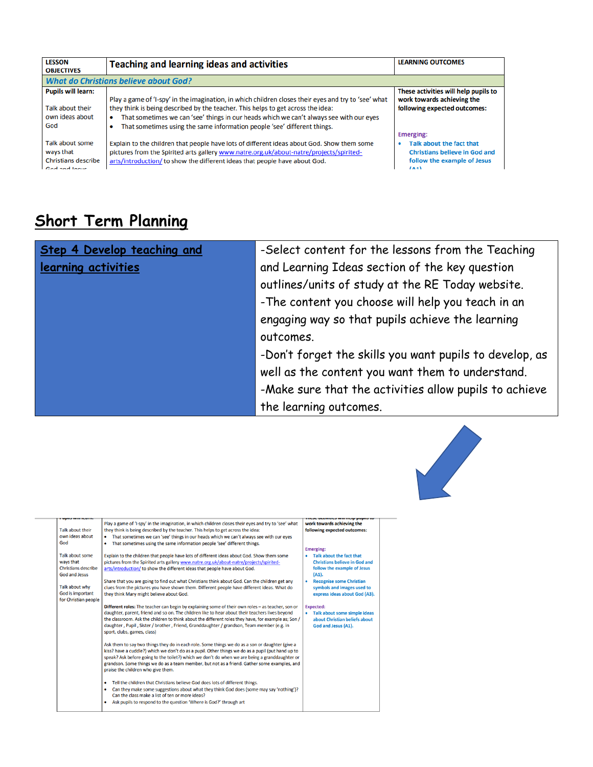| LESSON OBJECTIVES | Teaching and learning ideas and activities | LEARNING OUTCOMES |
|---|---|---|
| *What do Christians believe about God?* | | |
| **Pupils will learn:**<br><br>Talk about their own ideas about God<br><br>Talk about some ways that Christians describe God and Jesus | Play a game of 'I-spy' in the imagination, in which children closes their eyes and try to 'see' what they think is being described by the teacher. This helps to get across the idea:<br>• That sometimes we can 'see' things in our heads which we can't always see with our eyes<br>• That sometimes using the same information people 'see' different things.<br><br>Explain to the children that people have lots of different ideas about God. Show them some pictures from the Spirited arts gallery www.natre.org.uk/about-natre/projects/spirited-arts/introduction/ to show the different ideas that people have about God. | **These activities will help pupils to work towards achieving the following expected outcomes:**<br><br>Emerging:<br>• Talk about the fact that Christians believe in God and follow the example of Jesus (A1) |

## Short Term Planning

| Step 4 Develop teaching and learning activities | -Select content for the lessons from the Teaching and Learning Ideas section of the key question outlines/units of study at the RE Today website.<br>-The content you choose will help you teach in an engaging way so that pupils achieve the learning outcomes.<br>-Don't forget the skills you want pupils to develop, as well as the content you want them to understand.<br>-Make sure that the activities allow pupils to achieve the learning outcomes. |
|---|---|

| Pupils will learn: | | These activities will help pupils to work towards achieving the following expected outcomes: |
|---|---|---|
| Talk about their own ideas about God<br><br>Talk about some ways that Christians describe God and Jesus<br><br>Talk about why God is important for Christian people | Play a game of 'I-spy' in the imagination, in which children closes their eyes and try to 'see' what they think is being described by the teacher. This helps to get across the idea:<br>• That sometimes we can 'see' things in our heads which we can't always see with our eyes<br>• That sometimes using the same information people 'see' different things.<br><br>Explain to the children that people have lots of different ideas about God. Show them some pictures from the Spirited arts gallery www.natre.org.uk/about-natre/projects/spirited-arts/introduction/ to show the different ideas that people have about God.<br><br>Share that you are going to find out what Christians think about God. Can the children get any clues from the pictures you have shown them. Different people have different ideas. What do they think Mary might believe about God.<br><br>**Different roles:** The teacher can begin by explaining some of their own roles – as teacher, son or daughter, parent, friend and so on. The children like to hear about their teachers lives beyond the classroom. Ask the children to think about the different roles they have, for example as; Son / daughter, Pupil, Sister / brother, Friend, Granddaughter / grandson, Team member (e.g. in sport, clubs, games, class)<br><br>Ask them to say two things they do in each role. Some things we do as a son or daughter (give a kiss? have a cuddle?) which we don't do as a pupil. Other things we do as a pupil (put hand up to speak? Ask before going to the toilet?) which we don't do when we are being a granddaughter or grandson. Some things we do as a team member, but not as a friend. Gather some examples, and praise the children who give them.<br><br>• Tell the children that Christians believe God does lots of different things.<br>• Can they make some suggestions about what they think God does (some may say 'nothing')? Can the class make a list of ten or more ideas?<br>• Ask pupils to respond to the question 'Where is God?' through art | Emerging:<br>• Talk about the fact that Christians believe in God and follow the example of Jesus (A1).<br>• Recognise some Christian symbols and images used to express ideas about God (A3).<br><br>Expected:<br>• Talk about some simple ideas about Christian beliefs about God and Jesus (A1). |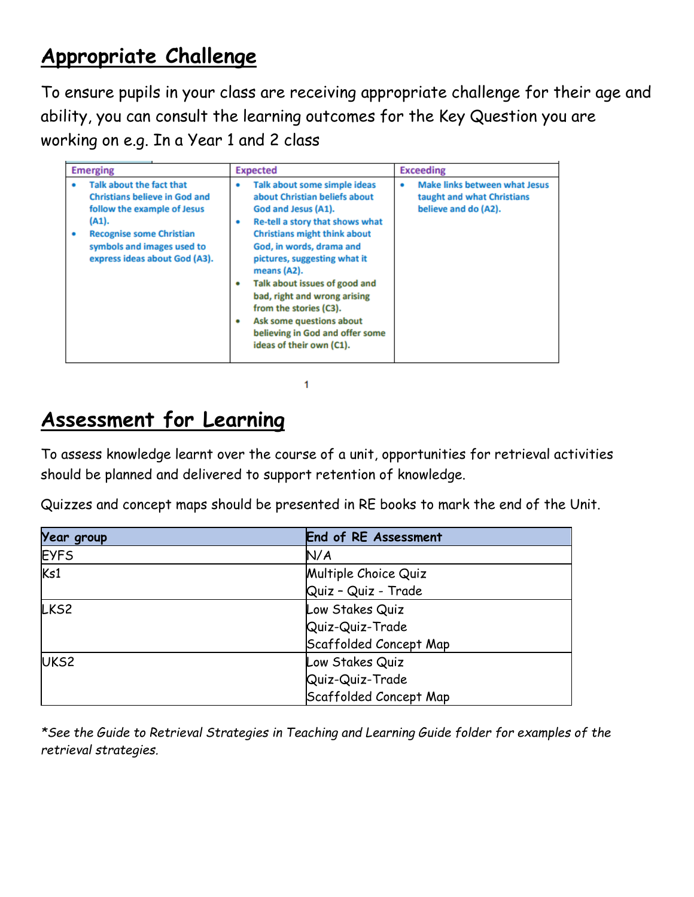## Appropriate Challenge

To ensure pupils in your class are receiving appropriate challenge for their age and ability, you can consult the learning outcomes for the Key Question you are working on e.g. In a Year 1 and 2 class

| Emerging | Expected | Exceeding |
|---|---|---|
| • Talk about the fact that Christians believe in God and follow the example of Jesus (A1).<br>• Recognise some Christian symbols and images used to express ideas about God (A3). | • Talk about some simple ideas about Christian beliefs about God and Jesus (A1).<br>• Re-tell a story that shows what Christians might think about God, in words, drama and pictures, suggesting what it means (A2).<br>• Talk about issues of good and bad, right and wrong arising from the stories (C3).<br>• Ask some questions about believing in God and offer some ideas of their own (C1). | • Make links between what Jesus taught and what Christians believe and do (A2). |

## Assessment for Learning

To assess knowledge learnt over the course of a unit, opportunities for retrieval activities should be planned and delivered to support retention of knowledge.

Quizzes and concept maps should be presented in RE books to mark the end of the Unit.

| Year group | End of RE Assessment |
|---|---|
| EYFS | N/A |
| Ks1 | Multiple Choice Quiz<br>Quiz – Quiz - Trade |
| LKS2 | Low Stakes Quiz<br>Quiz-Quiz-Trade<br>Scaffolded Concept Map |
| UKS2 | Low Stakes Quiz<br>Quiz-Quiz-Trade<br>Scaffolded Concept Map |

*\*See the Guide to Retrieval Strategies in Teaching and Learning Guide folder for examples of the retrieval strategies.*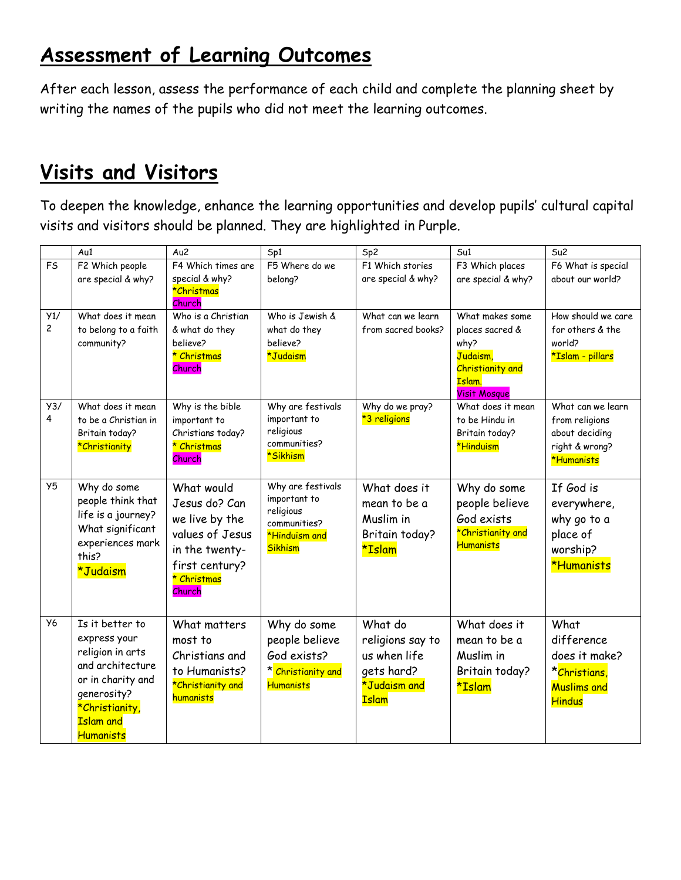# Assessment of Learning Outcomes

After each lesson, assess the performance of each child and complete the planning sheet by writing the names of the pupils who did not meet the learning outcomes.

# Visits and Visitors

To deepen the knowledge, enhance the learning opportunities and develop pupils' cultural capital visits and visitors should be planned. They are highlighted in Purple.

| | Au1 | Au2 | Sp1 | Sp2 | Su1 | Su2 |
|---|---|---|---|---|---|---|
| FS | F2 Which people are special & why? | F4 Which times are special & why? *Christmas Church | F5 Where do we belong? | F1 Which stories are special & why? | F3 Which places are special & why? | F6 What is special about our world? |
| Y1/2 | What does it mean to belong to a faith community? | Who is a Christian & what do they believe? * Christmas Church | Who is Jewish & what do they believe? *Judaism | What can we learn from sacred books? | What makes some places sacred & why? Judaism, Christianity and Islam. Visit Mosque | How should we care for others & the world? *Islam - pillars |
| Y3/4 | What does it mean to be a Christian in Britain today? *Christianity | Why is the bible important to Christians today? * Christmas Church | Why are festivals important to religious communities? *Sikhism | Why do we pray? *3 religions | What does it mean to be Hindu in Britain today? *Hinduism | What can we learn from religions about deciding right & wrong? *Humanists |
| Y5 | Why do some people think that life is a journey? What significant experiences mark this? *Judaism | What would Jesus do? Can we live by the values of Jesus in the twenty-first century? * Christmas Church | Why are festivals important to religious communities? *Hinduism and Sikhism | What does it mean to be a Muslim in Britain today? *Islam | Why do some people believe God exists *Christianity and Humanists | If God is everywhere, why go to a place of worship? *Humanists |
| Y6 | Is it better to express your religion in arts and architecture or in charity and generosity? *Christianity, Islam and Humanists | What matters most to Christians and to Humanists? *Christianity and humanists | Why do some people believe God exists? * Christianity and Humanists | What do religions say to us when life gets hard? *Judaism and Islam | What does it mean to be a Muslim in Britain today? *Islam | What difference does it make? *Christians, Muslims and Hindus |